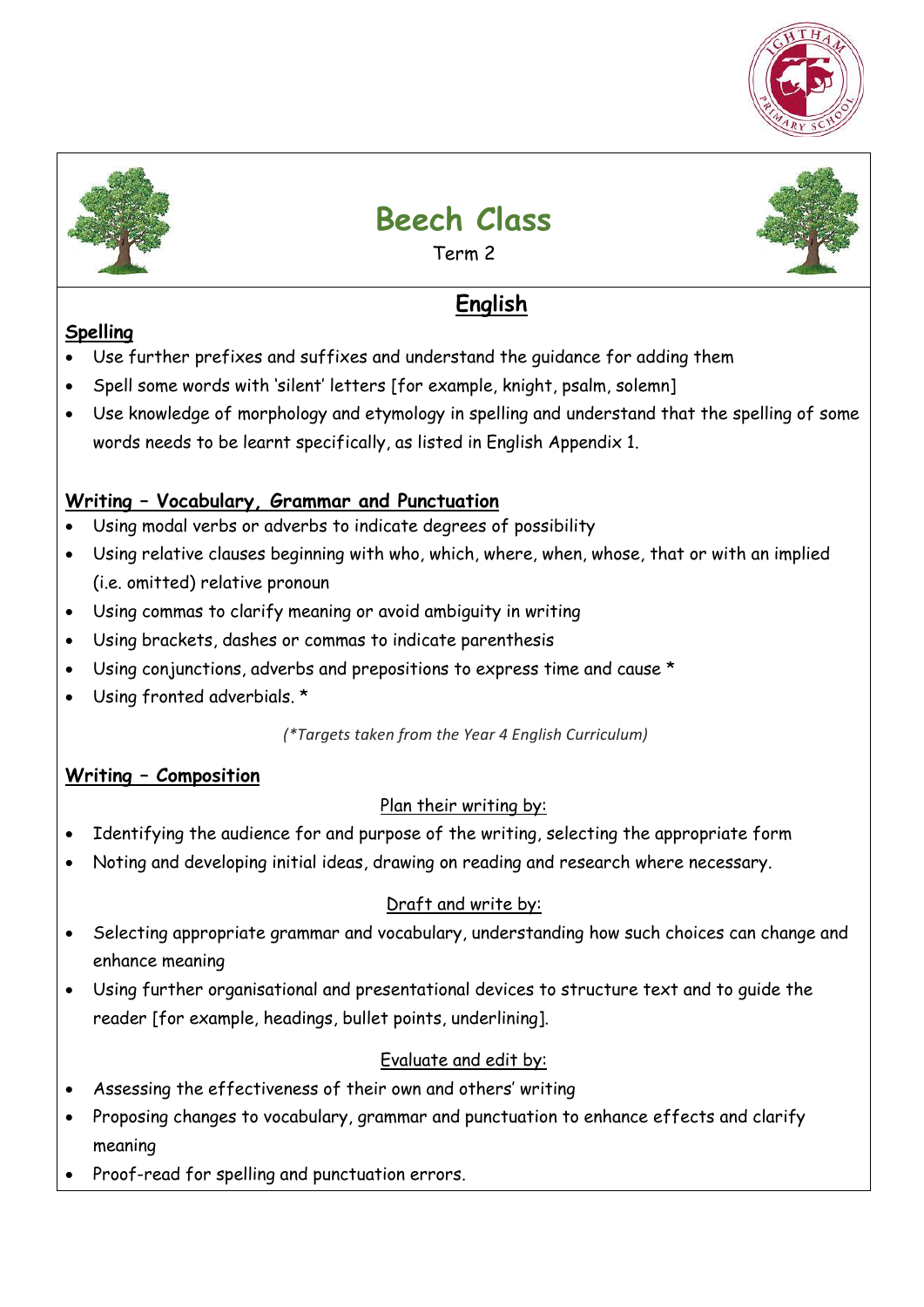# Beech Class

Term 2

## English

### Spelling

- Use further prefixes and suffixes and understand the guidance for adding them
- Spell some words with 'silent' letters [for example, knight, psalm, solemn]
- Use knowledge of morphology and etymology in spelling and understand that the spelling of some words needs to be learnt specifically, as listed in English Appendix 1.

### Writing – Vocabulary, Grammar and Punctuation

- Using modal verbs or adverbs to indicate degrees of possibility
- Using relative clauses beginning with who, which, where, when, whose, that or with an implied (i.e. omitted) relative pronoun
- Using commas to clarify meaning or avoid ambiguity in writing
- Using brackets, dashes or commas to indicate parenthesis
- Using conjunctions, adverbs and prepositions to express time and cause *
- Using fronted adverbials. *

*(*Targets taken from the Year 4 English Curriculum)*

### Writing – Composition

Plan their writing by:

- Identifying the audience for and purpose of the writing, selecting the appropriate form
- Noting and developing initial ideas, drawing on reading and research where necessary.

Draft and write by:

- Selecting appropriate grammar and vocabulary, understanding how such choices can change and enhance meaning
- Using further organisational and presentational devices to structure text and to guide the reader [for example, headings, bullet points, underlining].

Evaluate and edit by:

- Assessing the effectiveness of their own and others' writing
- Proposing changes to vocabulary, grammar and punctuation to enhance effects and clarify meaning
- Proof-read for spelling and punctuation errors.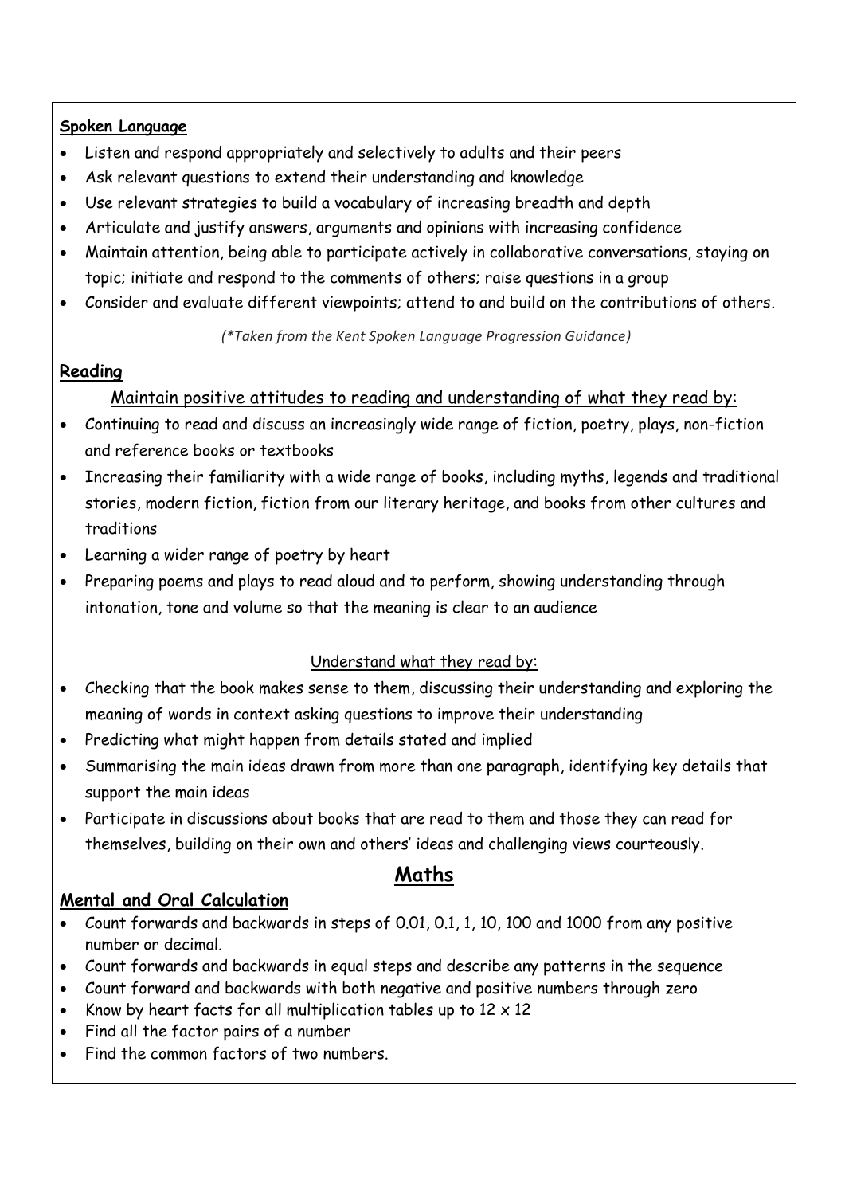**Spoken Language**

- Listen and respond appropriately and selectively to adults and their peers
- Ask relevant questions to extend their understanding and knowledge
- Use relevant strategies to build a vocabulary of increasing breadth and depth
- Articulate and justify answers, arguments and opinions with increasing confidence
- Maintain attention, being able to participate actively in collaborative conversations, staying on topic; initiate and respond to the comments of others; raise questions in a group
- Consider and evaluate different viewpoints; attend to and build on the contributions of others.

*(*Taken from the Kent Spoken Language Progression Guidance)*

**Reading**

Maintain positive attitudes to reading and understanding of what they read by:

- Continuing to read and discuss an increasingly wide range of fiction, poetry, plays, non-fiction and reference books or textbooks
- Increasing their familiarity with a wide range of books, including myths, legends and traditional stories, modern fiction, fiction from our literary heritage, and books from other cultures and traditions
- Learning a wider range of poetry by heart
- Preparing poems and plays to read aloud and to perform, showing understanding through intonation, tone and volume so that the meaning is clear to an audience

Understand what they read by:

- Checking that the book makes sense to them, discussing their understanding and exploring the meaning of words in context asking questions to improve their understanding
- Predicting what might happen from details stated and implied
- Summarising the main ideas drawn from more than one paragraph, identifying key details that support the main ideas
- Participate in discussions about books that are read to them and those they can read for themselves, building on their own and others' ideas and challenging views courteously.

## Maths

**Mental and Oral Calculation**

- Count forwards and backwards in steps of 0.01, 0.1, 1, 10, 100 and 1000 from any positive number or decimal.
- Count forwards and backwards in equal steps and describe any patterns in the sequence
- Count forward and backwards with both negative and positive numbers through zero
- Know by heart facts for all multiplication tables up to $12 \times 12$
- Find all the factor pairs of a number
- Find the common factors of two numbers.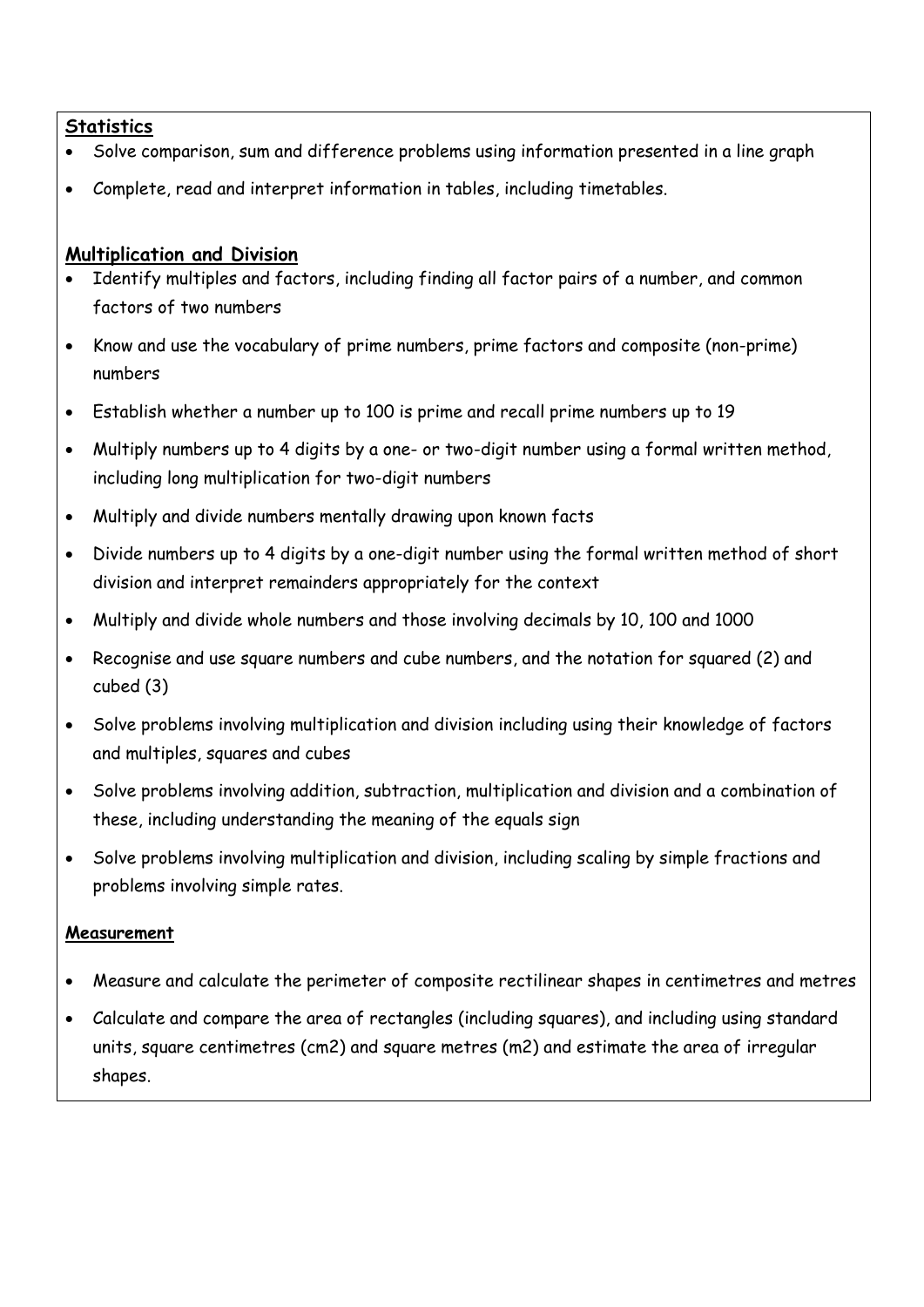**Statistics**

- Solve comparison, sum and difference problems using information presented in a line graph
- Complete, read and interpret information in tables, including timetables.

**Multiplication and Division**

- Identify multiples and factors, including finding all factor pairs of a number, and common factors of two numbers
- Know and use the vocabulary of prime numbers, prime factors and composite (non-prime) numbers
- Establish whether a number up to 100 is prime and recall prime numbers up to 19
- Multiply numbers up to 4 digits by a one- or two-digit number using a formal written method, including long multiplication for two-digit numbers
- Multiply and divide numbers mentally drawing upon known facts
- Divide numbers up to 4 digits by a one-digit number using the formal written method of short division and interpret remainders appropriately for the context
- Multiply and divide whole numbers and those involving decimals by 10, 100 and 1000
- Recognise and use square numbers and cube numbers, and the notation for squared (2) and cubed (3)
- Solve problems involving multiplication and division including using their knowledge of factors and multiples, squares and cubes
- Solve problems involving addition, subtraction, multiplication and division and a combination of these, including understanding the meaning of the equals sign
- Solve problems involving multiplication and division, including scaling by simple fractions and problems involving simple rates.

**Measurement**

- Measure and calculate the perimeter of composite rectilinear shapes in centimetres and metres
- Calculate and compare the area of rectangles (including squares), and including using standard units, square centimetres (cm2) and square metres (m2) and estimate the area of irregular shapes.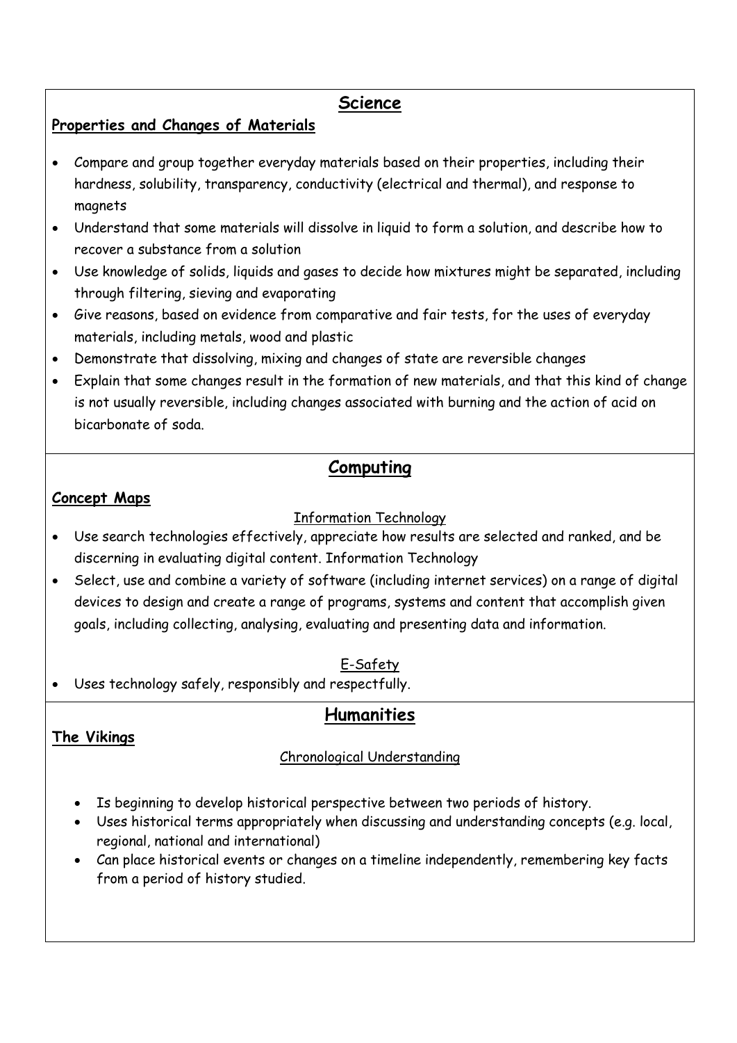## Science

**Properties and Changes of Materials**

- Compare and group together everyday materials based on their properties, including their hardness, solubility, transparency, conductivity (electrical and thermal), and response to magnets
- Understand that some materials will dissolve in liquid to form a solution, and describe how to recover a substance from a solution
- Use knowledge of solids, liquids and gases to decide how mixtures might be separated, including through filtering, sieving and evaporating
- Give reasons, based on evidence from comparative and fair tests, for the uses of everyday materials, including metals, wood and plastic
- Demonstrate that dissolving, mixing and changes of state are reversible changes
- Explain that some changes result in the formation of new materials, and that this kind of change is not usually reversible, including changes associated with burning and the action of acid on bicarbonate of soda.

## Computing

**Concept Maps**

Information Technology

- Use search technologies effectively, appreciate how results are selected and ranked, and be discerning in evaluating digital content. Information Technology
- Select, use and combine a variety of software (including internet services) on a range of digital devices to design and create a range of programs, systems and content that accomplish given goals, including collecting, analysing, evaluating and presenting data and information.

E-Safety

- Uses technology safely, responsibly and respectfully.

## Humanities

**The Vikings**

Chronological Understanding

- Is beginning to develop historical perspective between two periods of history.
- Uses historical terms appropriately when discussing and understanding concepts (e.g. local, regional, national and international)
- Can place historical events or changes on a timeline independently, remembering key facts from a period of history studied.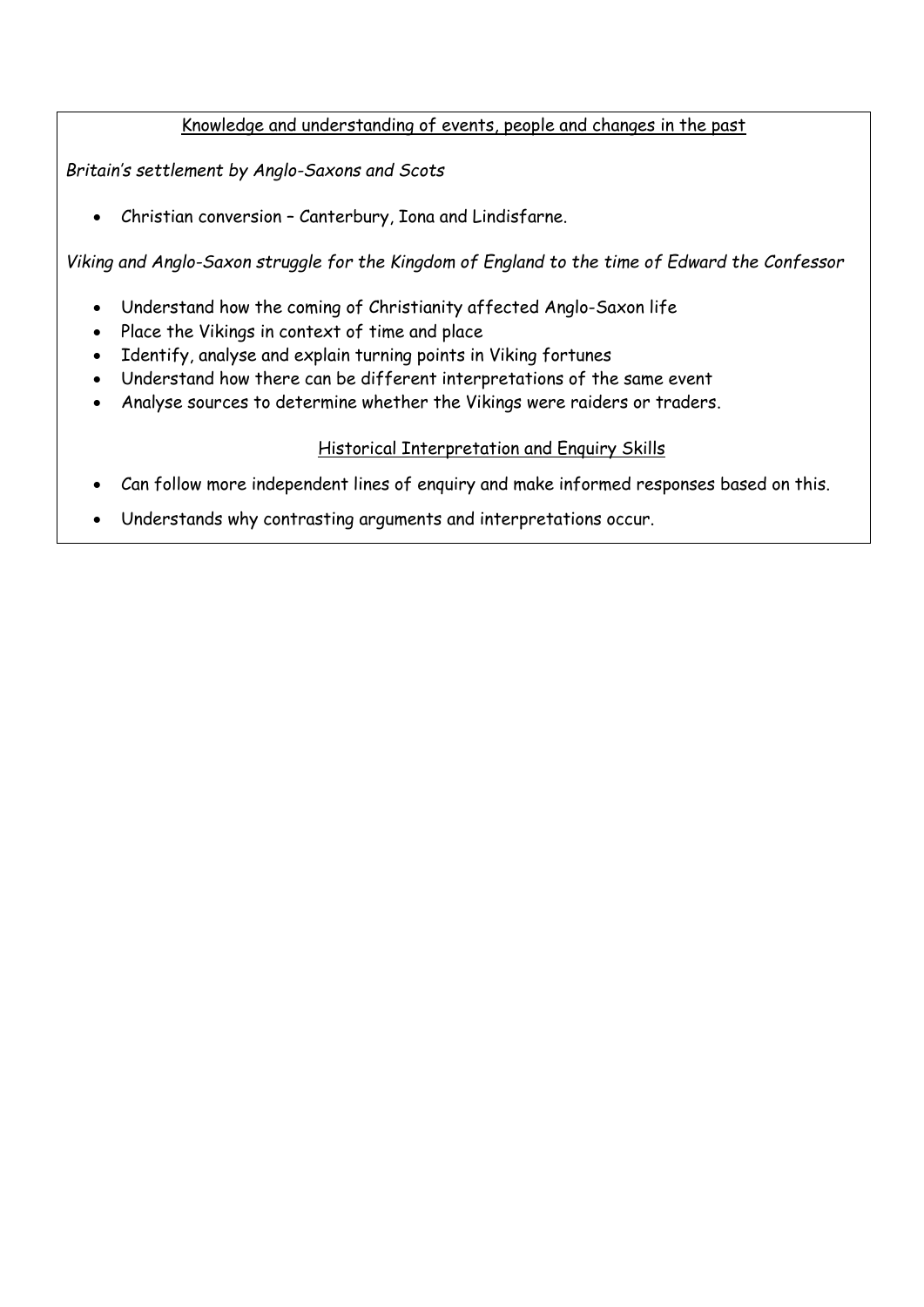## Knowledge and understanding of events, people and changes in the past

*Britain's settlement by Anglo-Saxons and Scots*

- Christian conversion – Canterbury, Iona and Lindisfarne.

*Viking and Anglo-Saxon struggle for the Kingdom of England to the time of Edward the Confessor*

- Understand how the coming of Christianity affected Anglo-Saxon life
- Place the Vikings in context of time and place
- Identify, analyse and explain turning points in Viking fortunes
- Understand how there can be different interpretations of the same event
- Analyse sources to determine whether the Vikings were raiders or traders.

## Historical Interpretation and Enquiry Skills

- Can follow more independent lines of enquiry and make informed responses based on this.
- Understands why contrasting arguments and interpretations occur.